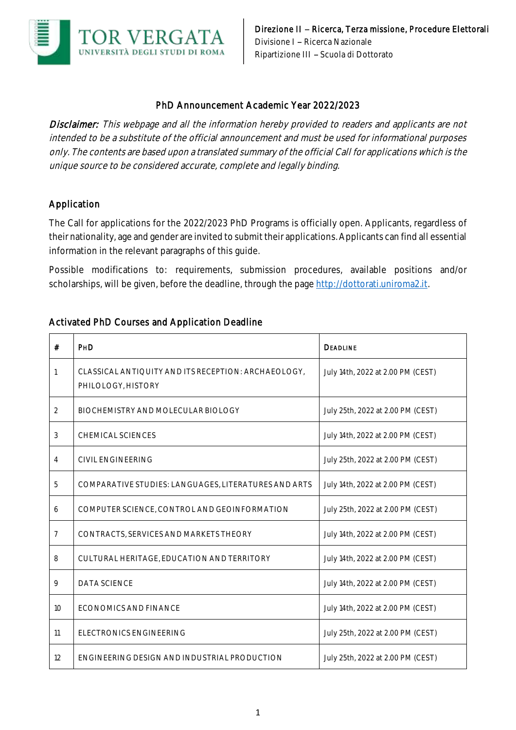Direzione II – Ricerca, Terza missione, Procedure Elettorali
Divisione I – Ricerca Nazionale
Ripartizione III – Scuola di Dottorato

# PhD Announcement Academic Year 2022/2023

*Disclaimer: This webpage and all the information hereby provided to readers and applicants are not intended to be a substitute of the official announcement and must be used for informational purposes only. The contents are based upon a translated summary of the official Call for applications which is the unique source to be considered accurate, complete and legally binding.*

## Application

The Call for applications for the 2022/2023 PhD Programs is officially open. Applicants, regardless of their nationality, age and gender are invited to submit their applications. Applicants can find all essential information in the relevant paragraphs of this guide.

Possible modifications to: requirements, submission procedures, available positions and/or scholarships, will be given, before the deadline, through the page http://dottorati.uniroma2.it.

## Activated PhD Courses and Application Deadline

| # | PHD | DEADLINE |
|---|---|---|
| 1 | CLASSICAL ANTIQUITY AND ITS RECEPTION: ARCHAEOLOGY, PHILOLOGY, HISTORY | July 14th, 2022 at 2.00 PM (CEST) |
| 2 | BIOCHEMISTRY AND MOLECULAR BIOLOGY | July 25th, 2022 at 2.00 PM (CEST) |
| 3 | CHEMICAL SCIENCES | July 14th, 2022 at 2.00 PM (CEST) |
| 4 | CIVIL ENGINEERING | July 25th, 2022 at 2.00 PM (CEST) |
| 5 | COMPARATIVE STUDIES: LANGUAGES, LITERATURES AND ARTS | July 14th, 2022 at 2.00 PM (CEST) |
| 6 | COMPUTER SCIENCE, CONTROL AND GEOINFORMATION | July 25th, 2022 at 2.00 PM (CEST) |
| 7 | CONTRACTS, SERVICES AND MARKETS THEORY | July 14th, 2022 at 2.00 PM (CEST) |
| 8 | CULTURAL HERITAGE, EDUCATION AND TERRITORY | July 14th, 2022 at 2.00 PM (CEST) |
| 9 | DATA SCIENCE | July 14th, 2022 at 2.00 PM (CEST) |
| 10 | ECONOMICS AND FINANCE | July 14th, 2022 at 2.00 PM (CEST) |
| 11 | ELECTRONICS ENGINEERING | July 25th, 2022 at 2.00 PM (CEST) |
| 12 | ENGINEERING DESIGN AND INDUSTRIAL PRODUCTION | July 25th, 2022 at 2.00 PM (CEST) |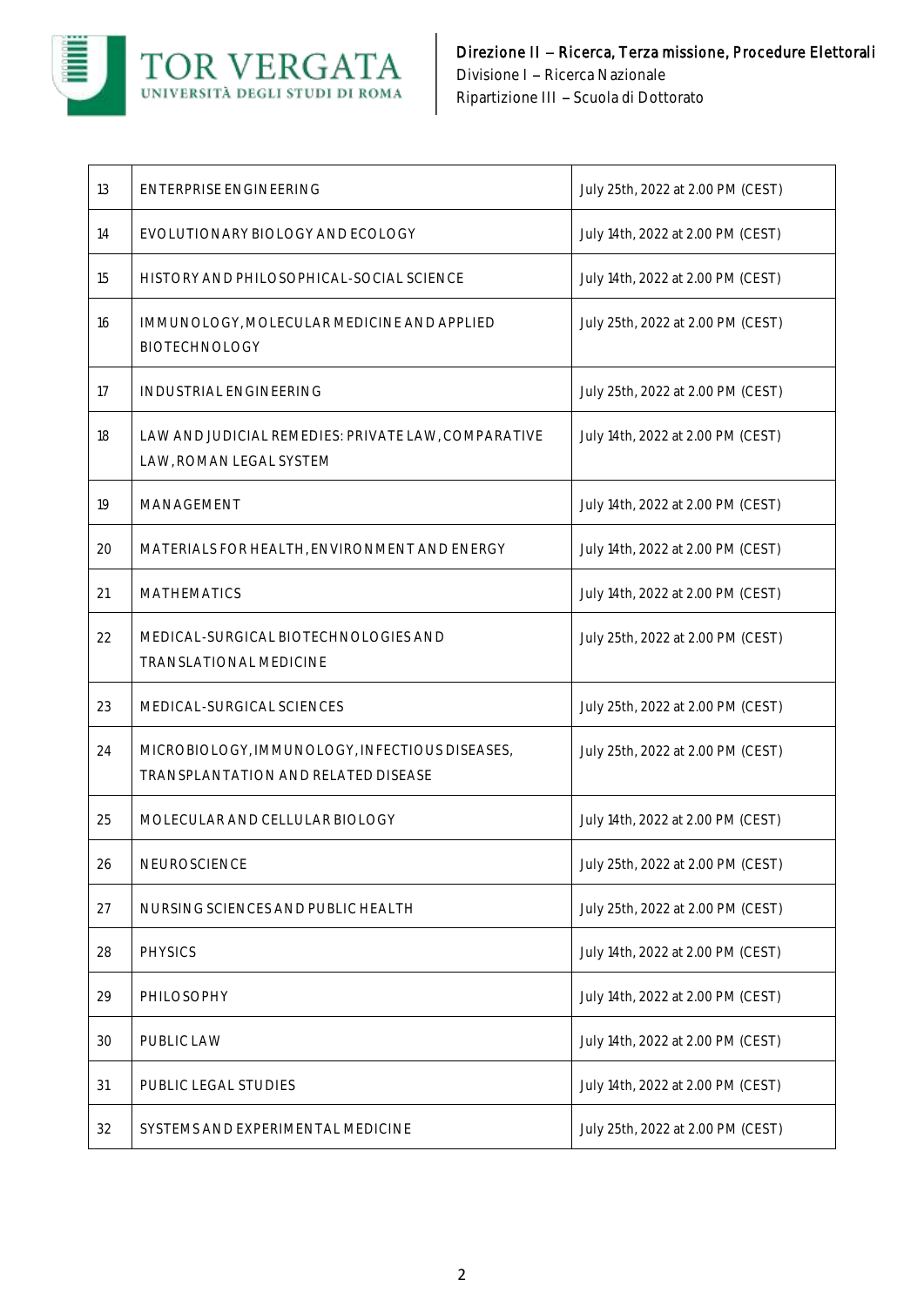| 13 | ENTERPRISE ENGINEERING | July 25th, 2022 at 2.00 PM (CEST) |
|---|---|---|
| 14 | EVOLUTIONARY BIOLOGY AND ECOLOGY | July 14th, 2022 at 2.00 PM (CEST) |
| 15 | HISTORY AND PHILOSOPHICAL-SOCIAL SCIENCE | July 14th, 2022 at 2.00 PM (CEST) |
| 16 | IMMUNOLOGY, MOLECULAR MEDICINE AND APPLIED BIOTECHNOLOGY | July 25th, 2022 at 2.00 PM (CEST) |
| 17 | INDUSTRIAL ENGINEERING | July 25th, 2022 at 2.00 PM (CEST) |
| 18 | LAW AND JUDICIAL REMEDIES: PRIVATE LAW, COMPARATIVE LAW, ROMAN LEGAL SYSTEM | July 14th, 2022 at 2.00 PM (CEST) |
| 19 | MANAGEMENT | July 14th, 2022 at 2.00 PM (CEST) |
| 20 | MATERIALS FOR HEALTH, ENVIRONMENT AND ENERGY | July 14th, 2022 at 2.00 PM (CEST) |
| 21 | MATHEMATICS | July 14th, 2022 at 2.00 PM (CEST) |
| 22 | MEDICAL-SURGICAL BIOTECHNOLOGIES AND TRANSLATIONAL MEDICINE | July 25th, 2022 at 2.00 PM (CEST) |
| 23 | MEDICAL-SURGICAL SCIENCES | July 25th, 2022 at 2.00 PM (CEST) |
| 24 | MICROBIOLOGY, IMMUNOLOGY, INFECTIOUS DISEASES, TRANSPLANTATION AND RELATED DISEASE | July 25th, 2022 at 2.00 PM (CEST) |
| 25 | MOLECULAR AND CELLULAR BIOLOGY | July 14th, 2022 at 2.00 PM (CEST) |
| 26 | NEUROSCIENCE | July 25th, 2022 at 2.00 PM (CEST) |
| 27 | NURSING SCIENCES AND PUBLIC HEALTH | July 25th, 2022 at 2.00 PM (CEST) |
| 28 | PHYSICS | July 14th, 2022 at 2.00 PM (CEST) |
| 29 | PHILOSOPHY | July 14th, 2022 at 2.00 PM (CEST) |
| 30 | PUBLIC LAW | July 14th, 2022 at 2.00 PM (CEST) |
| 31 | PUBLIC LEGAL STUDIES | July 14th, 2022 at 2.00 PM (CEST) |
| 32 | SYSTEMS AND EXPERIMENTAL MEDICINE | July 25th, 2022 at 2.00 PM (CEST) |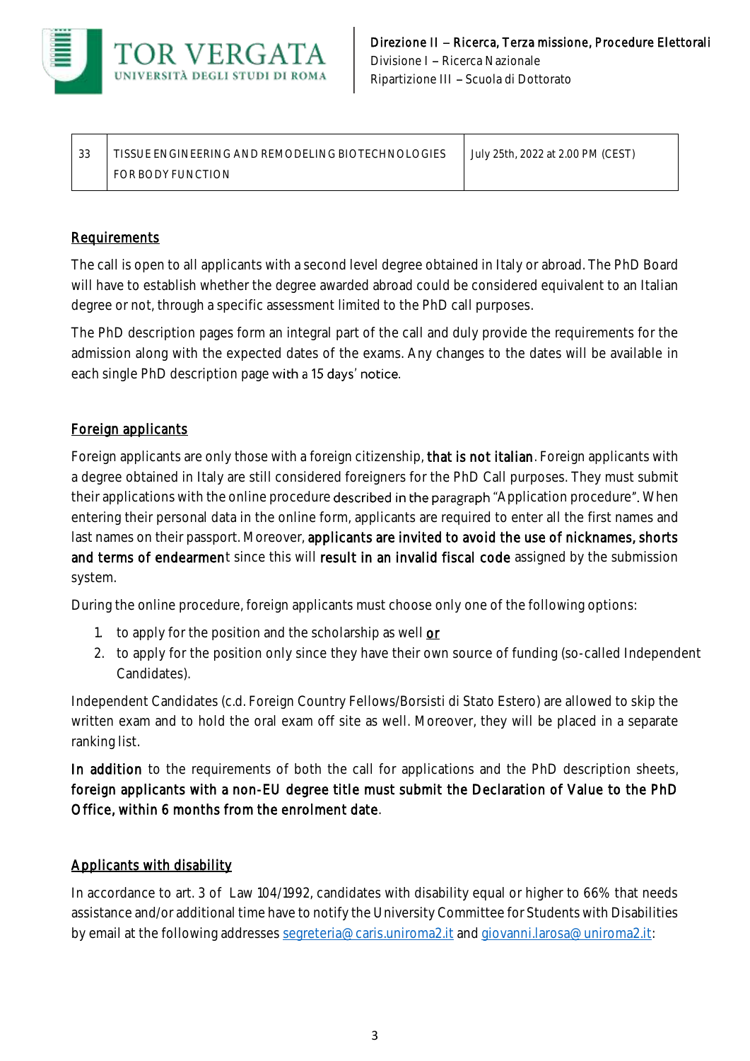| 33 | TISSUE ENGINEERING AND REMODELING BIOTECHNOLOGIES FOR BODY FUNCTION | July 25th, 2022 at 2.00 PM (CEST) |
|---|---|---|

## Requirements

The call is open to all applicants with a second level degree obtained in Italy or abroad. The PhD Board will have to establish whether the degree awarded abroad could be considered equivalent to an Italian degree or not, through a specific assessment limited to the PhD call purposes.

The PhD description pages form an integral part of the call and duly provide the requirements for the admission along with the expected dates of the exams. Any changes to the dates will be available in each single PhD description page with a 15 days' notice.

## Foreign applicants

Foreign applicants are only those with a foreign citizenship, that is not italian. Foreign applicants with a degree obtained in Italy are still considered foreigners for the PhD Call purposes. They must submit their applications with the online procedure described in the paragraph "Application procedure". When entering their personal data in the online form, applicants are required to enter all the first names and last names on their passport. Moreover, applicants are invited to avoid the use of nicknames, shorts and terms of endearment since this will result in an invalid fiscal code assigned by the submission system.

During the online procedure, foreign applicants must choose only one of the following options:

1. to apply for the position and the scholarship as well **or**
2. to apply for the position only since they have their own source of funding (so-called Independent Candidates).

Independent Candidates (c.d. Foreign Country Fellows/Borsisti di Stato Estero) are allowed to skip the written exam and to hold the oral exam off site as well. Moreover, they will be placed in a separate ranking list.

In addition to the requirements of both the call for applications and the PhD description sheets, foreign applicants with a non-EU degree title must submit the Declaration of Value to the PhD Office, within 6 months from the enrolment date.

## Applicants with disability

In accordance to art. 3 of Law 104/1992, candidates with disability equal or higher to 66% that needs assistance and/or additional time have to notify the University Committee for Students with Disabilities by email at the following addresses segreteria@caris.uniroma2.it and giovanni.larosa@uniroma2.it: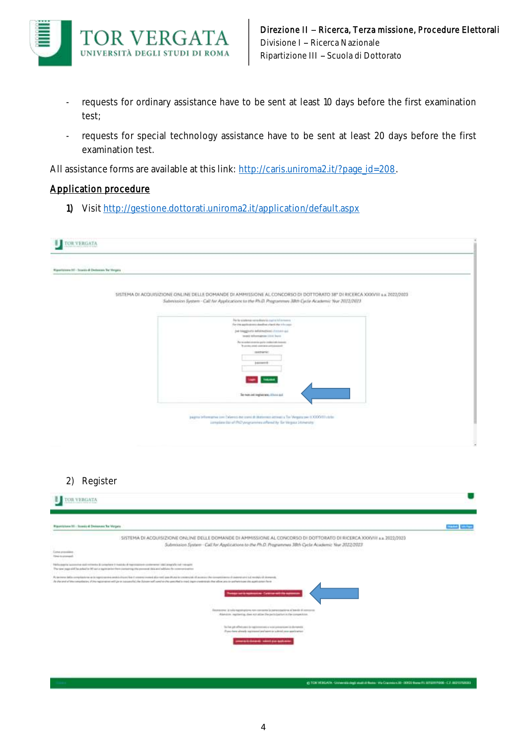- requests for ordinary assistance have to be sent at least 10 days before the first examination test;
- requests for special technology assistance have to be sent at least 20 days before the first examination test.

All assistance forms are available at this link: http://caris.uniroma2.it/?page_id=208.

## Application procedure

1) Visit http://gestione.dottorati.uniroma2.it/application/default.aspx

2) Register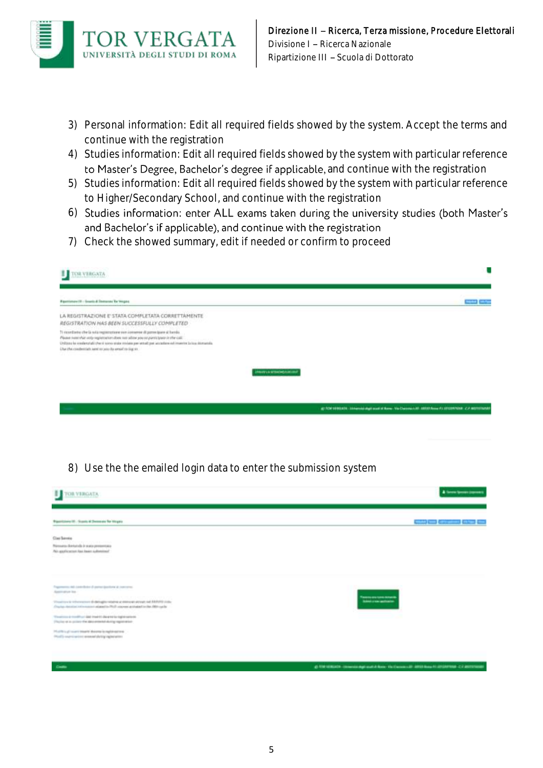3) Personal information: Edit all required fields showed by the system. Accept the terms and continue with the registration
4) Studies information: Edit all required fields showed by the system with particular reference to Master's Degree, Bachelor's degree if applicable, and continue with the registration
5) Studies information: Edit all required fields showed by the system with particular reference to Higher/Secondary School, and continue with the registration
6) Studies information: enter ALL exams taken during the university studies (both Master's and Bachelor's if applicable), and continue with the registration
7) Check the showed summary, edit if needed or confirm to proceed

8) Use the the emailed login data to enter the submission system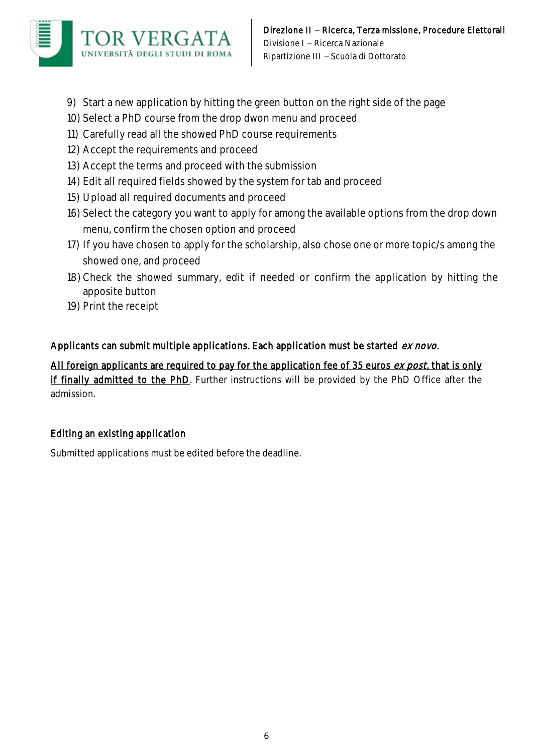9) Start a new application by hitting the green button on the right side of the page
10) Select a PhD course from the drop dwon menu and proceed
11) Carefully read all the showed PhD course requirements
12) Accept the requirements and proceed
13) Accept the terms and proceed with the submission
14) Edit all required fields showed by the system for tab and proceed
15) Upload all required documents and proceed
16) Select the category you want to apply for among the available options from the drop down menu, confirm the chosen option and proceed
17) If you have chosen to apply for the scholarship, also chose one or more topic/s among the showed one, and proceed
18) Check the showed summary, edit if needed or confirm the application by hitting the apposite button
19) Print the receipt

Applicants can submit multiple applications. Each application must be started *ex novo*.

<u>All foreign applicants are required to pay for the application fee of 35 euros *ex post*, that is only if finally admitted to the PhD</u>. Further instructions will be provided by the PhD Office after the admission.

<u>Editing an existing application</u>

Submitted applications must be edited before the deadline.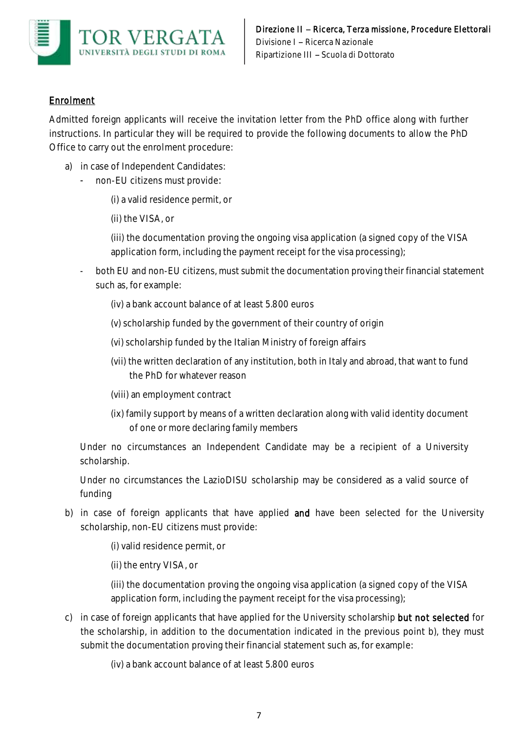## Enrolment

Admitted foreign applicants will receive the invitation letter from the PhD office along with further instructions. In particular they will be required to provide the following documents to allow the PhD Office to carry out the enrolment procedure:

a) in case of Independent Candidates:
   - non-EU citizens must provide:

     (i) a valid residence permit, or

     (ii) the VISA, or

     (iii) the documentation proving the ongoing visa application (a signed copy of the VISA application form, including the payment receipt for the visa processing);

   - both EU and non-EU citizens, must submit the documentation proving their financial statement such as, for example:

     (iv) a bank account balance of at least 5.800 euros

     (v) scholarship funded by the government of their country of origin

     (vi) scholarship funded by the Italian Ministry of foreign affairs

     (vii) the written declaration of any institution, both in Italy and abroad, that want to fund the PhD for whatever reason

     (viii) an employment contract

     (ix) family support by means of a written declaration along with valid identity document of one or more declaring family members

   Under no circumstances an Independent Candidate may be a recipient of a University scholarship.

   Under no circumstances the LazioDISU scholarship may be considered as a valid source of funding

b) in case of foreign applicants that have applied **and** have been selected for the University scholarship, non-EU citizens must provide:

   (i) valid residence permit, or

   (ii) the entry VISA, or

   (iii) the documentation proving the ongoing visa application (a signed copy of the VISA application form, including the payment receipt for the visa processing);

c) in case of foreign applicants that have applied for the University scholarship **but not selected** for the scholarship, in addition to the documentation indicated in the previous point b), they must submit the documentation proving their financial statement such as, for example:

   (iv) a bank account balance of at least 5.800 euros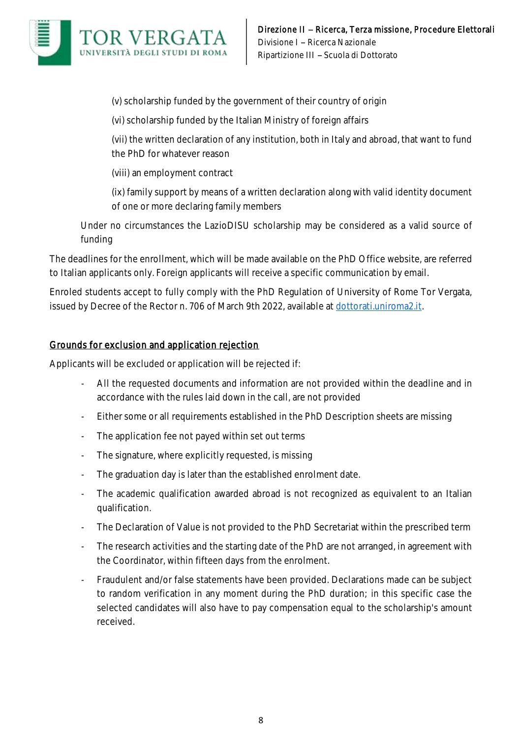(v) scholarship funded by the government of their country of origin

(vi) scholarship funded by the Italian Ministry of foreign affairs

(vii) the written declaration of any institution, both in Italy and abroad, that want to fund the PhD for whatever reason

(viii) an employment contract

(ix) family support by means of a written declaration along with valid identity document of one or more declaring family members

Under no circumstances the LazioDISU scholarship may be considered as a valid source of funding

The deadlines for the enrollment, which will be made available on the PhD Office website, are referred to Italian applicants only. Foreign applicants will receive a specific communication by email.

Enroled students accept to fully comply with the PhD Regulation of University of Rome Tor Vergata, issued by Decree of the Rector n. 706 of March 9th 2022, available at [dottorati.uniroma2.it](dottorati.uniroma2.it).

## Grounds for exclusion and application rejection

Applicants will be excluded or application will be rejected if:

- All the requested documents and information are not provided within the deadline and in accordance with the rules laid down in the call, are not provided
- Either some or all requirements established in the PhD Description sheets are missing
- The application fee not payed within set out terms
- The signature, where explicitly requested, is missing
- The graduation day is later than the established enrolment date.
- The academic qualification awarded abroad is not recognized as equivalent to an Italian qualification.
- The Declaration of Value is not provided to the PhD Secretariat within the prescribed term
- The research activities and the starting date of the PhD are not arranged, in agreement with the Coordinator, within fifteen days from the enrolment.
- Fraudulent and/or false statements have been provided. Declarations made can be subject to random verification in any moment during the PhD duration; in this specific case the selected candidates will also have to pay compensation equal to the scholarship's amount received.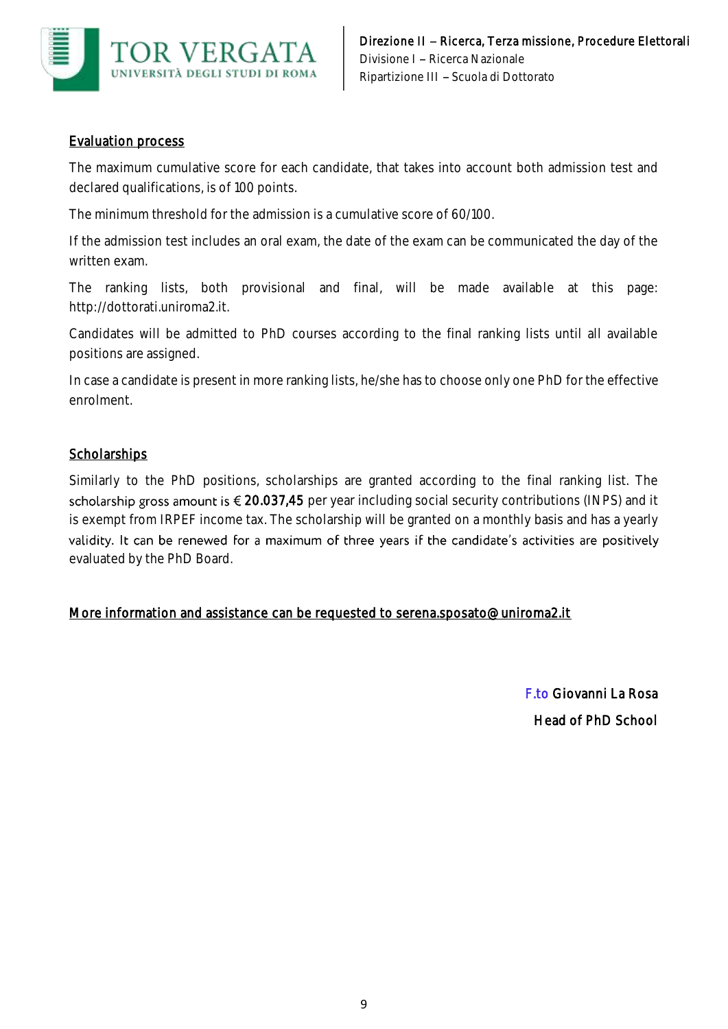<u>Evaluation process</u>

The maximum cumulative score for each candidate, that takes into account both admission test and declared qualifications, is of 100 points.

The minimum threshold for the admission is a cumulative score of 60/100.

If the admission test includes an oral exam, the date of the exam can be communicated the day of the written exam.

The ranking lists, both provisional and final, will be made available at this page: http://dottorati.uniroma2.it.

Candidates will be admitted to PhD courses according to the final ranking lists until all available positions are assigned.

In case a candidate is present in more ranking lists, he/she has to choose only one PhD for the effective enrolment.

<u>Scholarships</u>

Similarly to the PhD positions, scholarships are granted according to the final ranking list. The scholarship gross amount is € 20.037,45 per year including social security contributions (INPS) and it is exempt from IRPEF income tax. The scholarship will be granted on a monthly basis and has a yearly validity. It can be renewed for a maximum of three years if the candidate's activities are positively evaluated by the PhD Board.

<u>More information and assistance can be requested to serena.sposato@uniroma2.it</u>

F.to Giovanni La Rosa

Head of PhD School